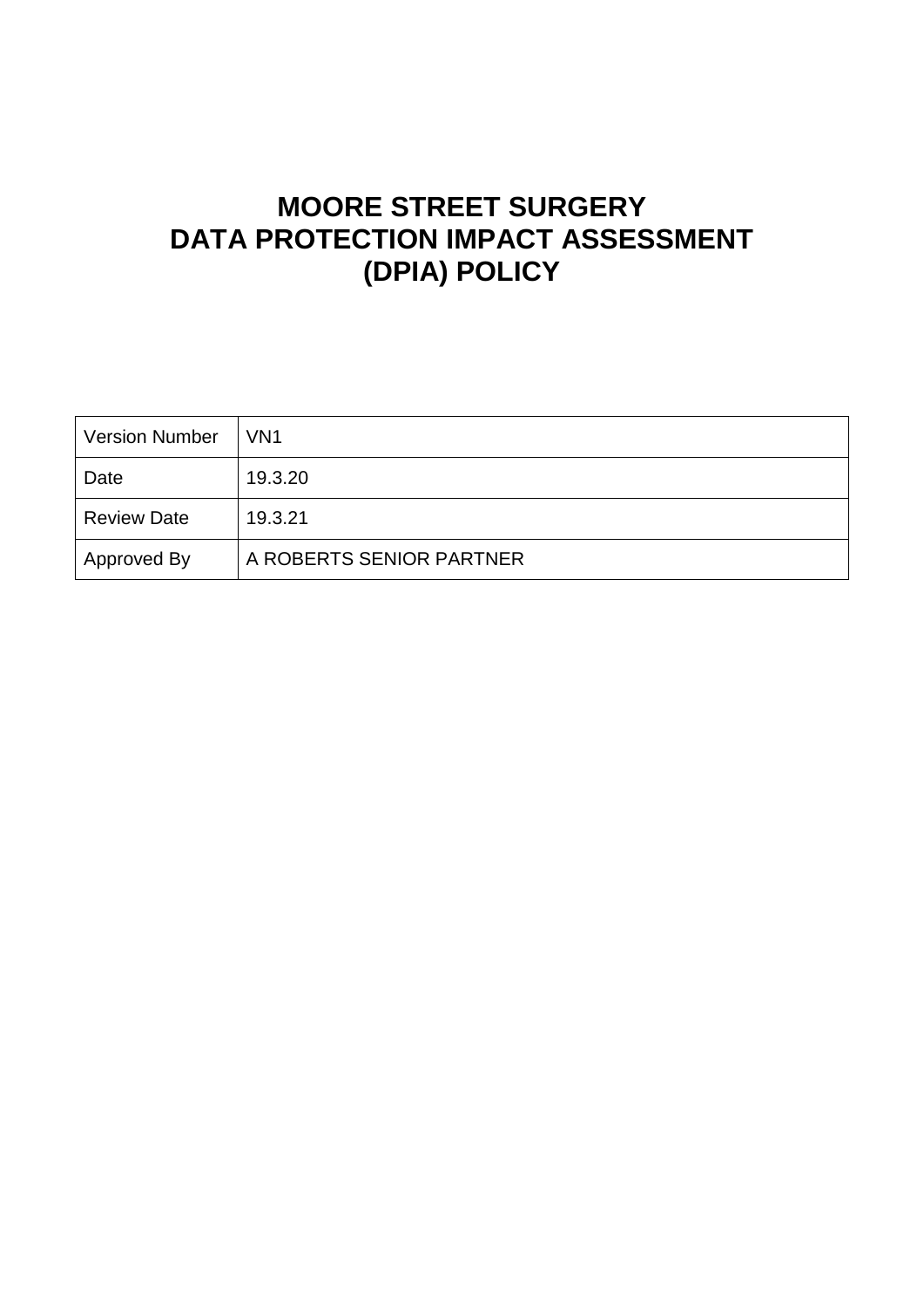# MOORE STREET SURGERY
# DATA PROTECTION IMPACT ASSESSMENT (DPIA) POLICY

| Version Number | VN1 |
|---|---|
| Date | 19.3.20 |
| Review Date | 19.3.21 |
| Approved By | A ROBERTS SENIOR PARTNER |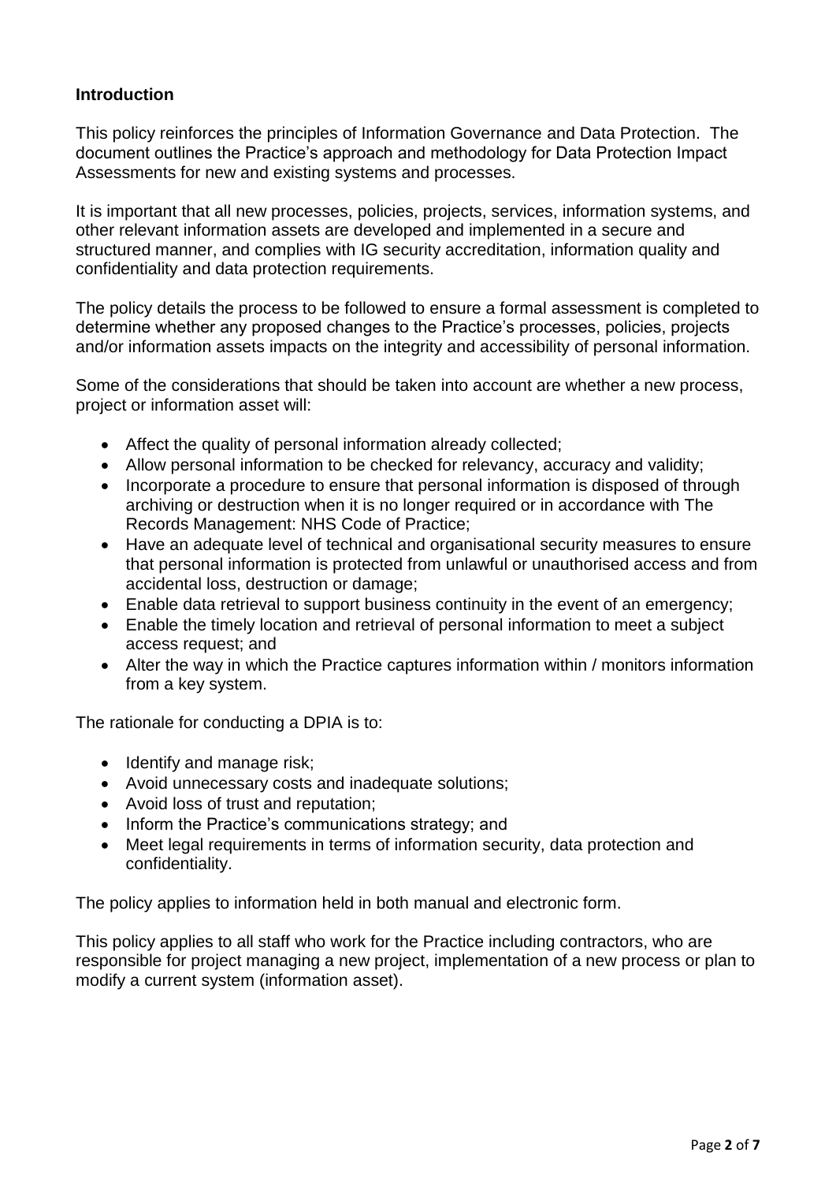## Introduction

This policy reinforces the principles of Information Governance and Data Protection. The document outlines the Practice's approach and methodology for Data Protection Impact Assessments for new and existing systems and processes.

It is important that all new processes, policies, projects, services, information systems, and other relevant information assets are developed and implemented in a secure and structured manner, and complies with IG security accreditation, information quality and confidentiality and data protection requirements.

The policy details the process to be followed to ensure a formal assessment is completed to determine whether any proposed changes to the Practice's processes, policies, projects and/or information assets impacts on the integrity and accessibility of personal information.

Some of the considerations that should be taken into account are whether a new process, project or information asset will:

- Affect the quality of personal information already collected;
- Allow personal information to be checked for relevancy, accuracy and validity;
- Incorporate a procedure to ensure that personal information is disposed of through archiving or destruction when it is no longer required or in accordance with The Records Management: NHS Code of Practice;
- Have an adequate level of technical and organisational security measures to ensure that personal information is protected from unlawful or unauthorised access and from accidental loss, destruction or damage;
- Enable data retrieval to support business continuity in the event of an emergency;
- Enable the timely location and retrieval of personal information to meet a subject access request; and
- Alter the way in which the Practice captures information within / monitors information from a key system.

The rationale for conducting a DPIA is to:

- Identify and manage risk;
- Avoid unnecessary costs and inadequate solutions;
- Avoid loss of trust and reputation;
- Inform the Practice's communications strategy; and
- Meet legal requirements in terms of information security, data protection and confidentiality.

The policy applies to information held in both manual and electronic form.

This policy applies to all staff who work for the Practice including contractors, who are responsible for project managing a new project, implementation of a new process or plan to modify a current system (information asset).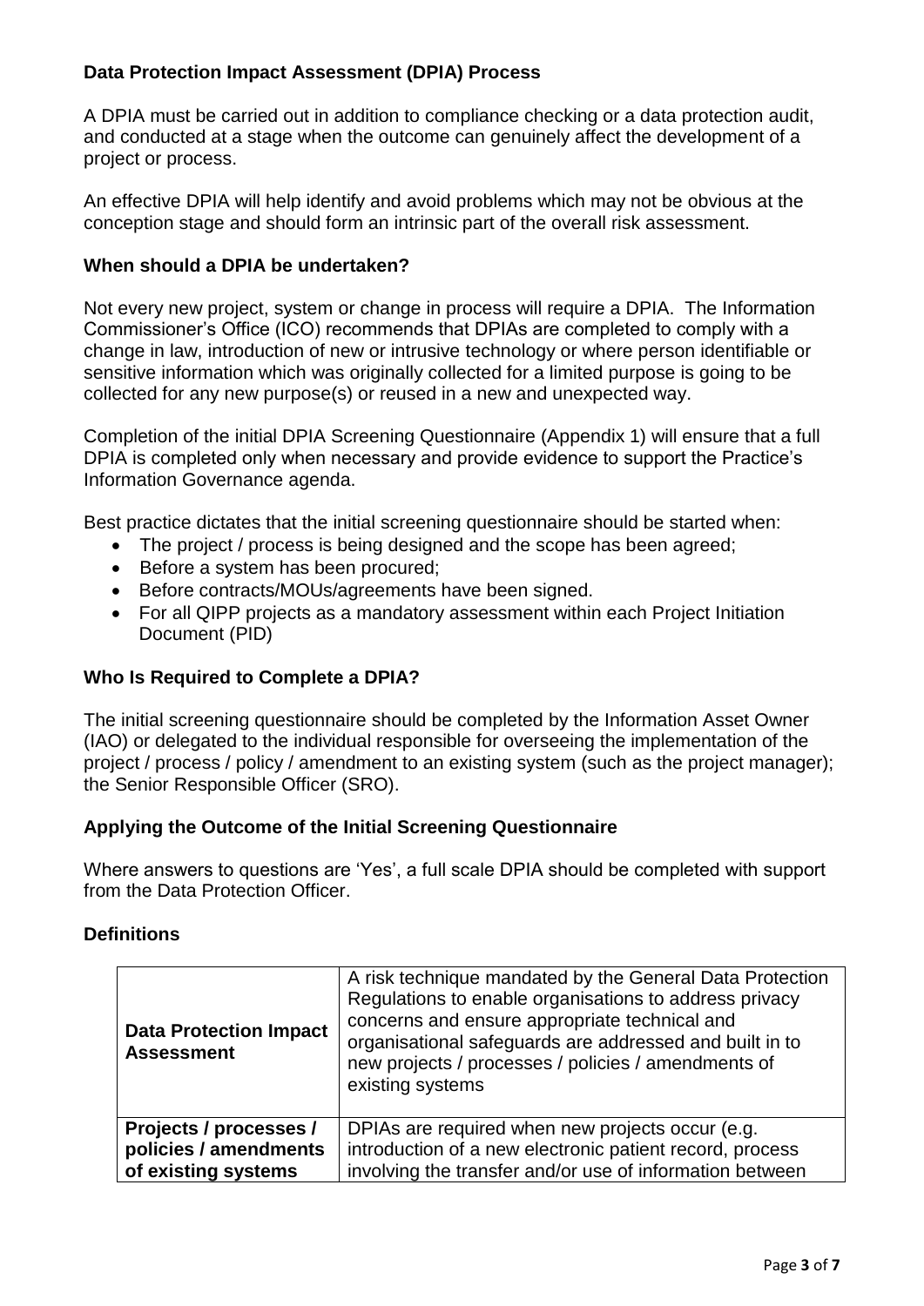## Data Protection Impact Assessment (DPIA) Process

A DPIA must be carried out in addition to compliance checking or a data protection audit, and conducted at a stage when the outcome can genuinely affect the development of a project or process.

An effective DPIA will help identify and avoid problems which may not be obvious at the conception stage and should form an intrinsic part of the overall risk assessment.

## When should a DPIA be undertaken?

Not every new project, system or change in process will require a DPIA. The Information Commissioner's Office (ICO) recommends that DPIAs are completed to comply with a change in law, introduction of new or intrusive technology or where person identifiable or sensitive information which was originally collected for a limited purpose is going to be collected for any new purpose(s) or reused in a new and unexpected way.

Completion of the initial DPIA Screening Questionnaire (Appendix 1) will ensure that a full DPIA is completed only when necessary and provide evidence to support the Practice's Information Governance agenda.

Best practice dictates that the initial screening questionnaire should be started when:

- The project / process is being designed and the scope has been agreed;
- Before a system has been procured;
- Before contracts/MOUs/agreements have been signed.
- For all QIPP projects as a mandatory assessment within each Project Initiation Document (PID)

## Who Is Required to Complete a DPIA?

The initial screening questionnaire should be completed by the Information Asset Owner (IAO) or delegated to the individual responsible for overseeing the implementation of the project / process / policy / amendment to an existing system (such as the project manager); the Senior Responsible Officer (SRO).

## Applying the Outcome of the Initial Screening Questionnaire

Where answers to questions are 'Yes', a full scale DPIA should be completed with support from the Data Protection Officer.

## Definitions

| | |
|---|---|
| **Data Protection Impact Assessment** | A risk technique mandated by the General Data Protection Regulations to enable organisations to address privacy concerns and ensure appropriate technical and organisational safeguards are addressed and built in to new projects / processes / policies / amendments of existing systems |
| **Projects / processes / policies / amendments of existing systems** | DPIAs are required when new projects occur (e.g. introduction of a new electronic patient record, process involving the transfer and/or use of information between |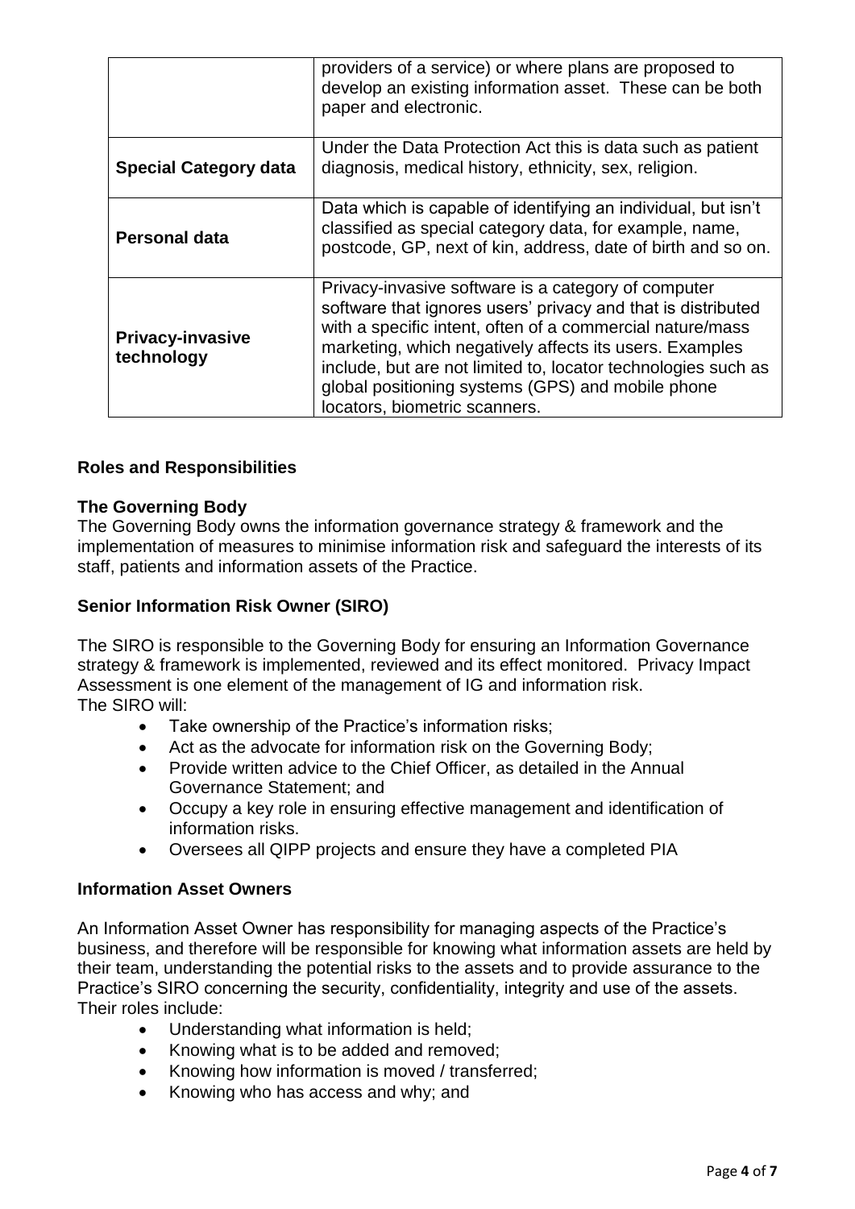| | |
|---|---|
| | providers of a service) or where plans are proposed to develop an existing information asset. These can be both paper and electronic. |
| **Special Category data** | Under the Data Protection Act this is data such as patient diagnosis, medical history, ethnicity, sex, religion. |
| **Personal data** | Data which is capable of identifying an individual, but isn't classified as special category data, for example, name, postcode, GP, next of kin, address, date of birth and so on. |
| **Privacy-invasive technology** | Privacy-invasive software is a category of computer software that ignores users' privacy and that is distributed with a specific intent, often of a commercial nature/mass marketing, which negatively affects its users. Examples include, but are not limited to, locator technologies such as global positioning systems (GPS) and mobile phone locators, biometric scanners. |

## Roles and Responsibilities

### The Governing Body

The Governing Body owns the information governance strategy & framework and the implementation of measures to minimise information risk and safeguard the interests of its staff, patients and information assets of the Practice.

### Senior Information Risk Owner (SIRO)

The SIRO is responsible to the Governing Body for ensuring an Information Governance strategy & framework is implemented, reviewed and its effect monitored. Privacy Impact Assessment is one element of the management of IG and information risk.
The SIRO will:

- Take ownership of the Practice's information risks;
- Act as the advocate for information risk on the Governing Body;
- Provide written advice to the Chief Officer, as detailed in the Annual Governance Statement; and
- Occupy a key role in ensuring effective management and identification of information risks.
- Oversees all QIPP projects and ensure they have a completed PIA

### Information Asset Owners

An Information Asset Owner has responsibility for managing aspects of the Practice's business, and therefore will be responsible for knowing what information assets are held by their team, understanding the potential risks to the assets and to provide assurance to the Practice's SIRO concerning the security, confidentiality, integrity and use of the assets.
Their roles include:

- Understanding what information is held;
- Knowing what is to be added and removed;
- Knowing how information is moved / transferred;
- Knowing who has access and why; and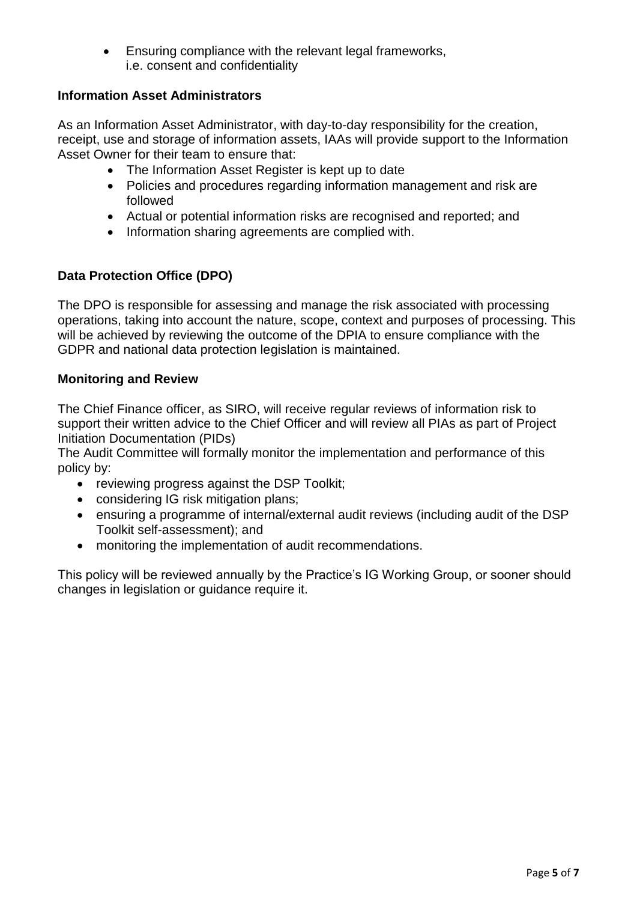- Ensuring compliance with the relevant legal frameworks, i.e. consent and confidentiality

**Information Asset Administrators**

As an Information Asset Administrator, with day-to-day responsibility for the creation, receipt, use and storage of information assets, IAAs will provide support to the Information Asset Owner for their team to ensure that:

- The Information Asset Register is kept up to date
- Policies and procedures regarding information management and risk are followed
- Actual or potential information risks are recognised and reported; and
- Information sharing agreements are complied with.

**Data Protection Office (DPO)**

The DPO is responsible for assessing and manage the risk associated with processing operations, taking into account the nature, scope, context and purposes of processing. This will be achieved by reviewing the outcome of the DPIA to ensure compliance with the GDPR and national data protection legislation is maintained.

**Monitoring and Review**

The Chief Finance officer, as SIRO, will receive regular reviews of information risk to support their written advice to the Chief Officer and will review all PIAs as part of Project Initiation Documentation (PIDs)

The Audit Committee will formally monitor the implementation and performance of this policy by:

- reviewing progress against the DSP Toolkit;
- considering IG risk mitigation plans;
- ensuring a programme of internal/external audit reviews (including audit of the DSP Toolkit self-assessment); and
- monitoring the implementation of audit recommendations.

This policy will be reviewed annually by the Practice's IG Working Group, or sooner should changes in legislation or guidance require it.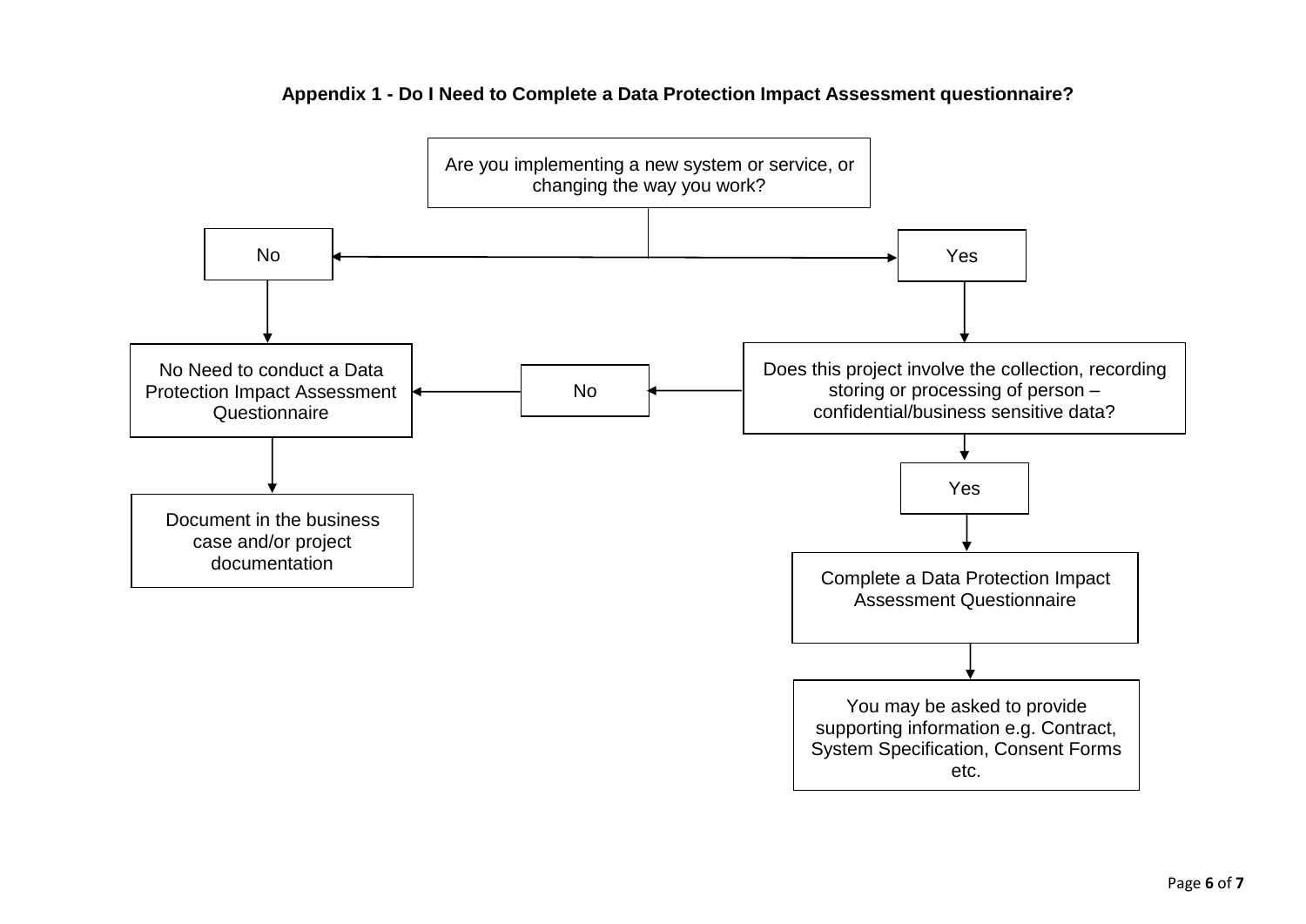**Appendix 1 - Do I Need to Complete a Data Protection Impact Assessment questionnaire?**

Are you implementing a new system or service, or changing the way you work?

- **No** → No Need to conduct a Data Protection Impact Assessment Questionnaire → Document in the business case and/or project documentation
- **Yes** → Does this project involve the collection, recording storing or processing of person – confidential/business sensitive data?
  - **No** → No Need to conduct a Data Protection Impact Assessment Questionnaire → Document in the business case and/or project documentation
  - **Yes** → Complete a Data Protection Impact Assessment Questionnaire → You may be asked to provide supporting information e.g. Contract, System Specification, Consent Forms etc.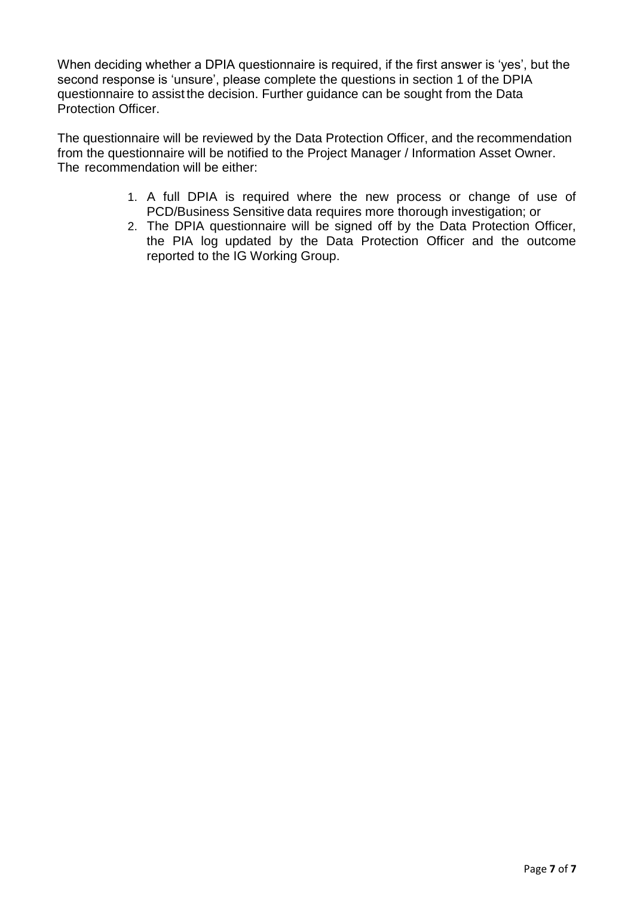When deciding whether a DPIA questionnaire is required, if the first answer is 'yes', but the second response is 'unsure', please complete the questions in section 1 of the DPIA questionnaire to assist the decision. Further guidance can be sought from the Data Protection Officer.

The questionnaire will be reviewed by the Data Protection Officer, and the recommendation from the questionnaire will be notified to the Project Manager / Information Asset Owner. The recommendation will be either:

1. A full DPIA is required where the new process or change of use of PCD/Business Sensitive data requires more thorough investigation; or
2. The DPIA questionnaire will be signed off by the Data Protection Officer, the PIA log updated by the Data Protection Officer and the outcome reported to the IG Working Group.